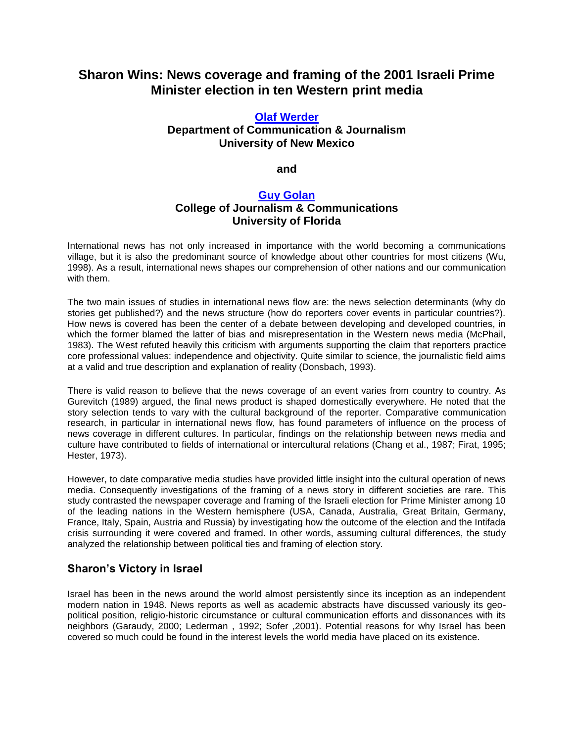# Sharon Wins: News coverage and framing of the 2001 Israeli Prime Minister election in ten Western print media

**Olaf Werder**
**Department of Communication & Journalism**
**University of New Mexico**

**and**

**Guy Golan**
**College of Journalism & Communications**
**University of Florida**

International news has not only increased in importance with the world becoming a communications village, but it is also the predominant source of knowledge about other countries for most citizens (Wu, 1998). As a result, international news shapes our comprehension of other nations and our communication with them.

The two main issues of studies in international news flow are: the news selection determinants (why do stories get published?) and the news structure (how do reporters cover events in particular countries?). How news is covered has been the center of a debate between developing and developed countries, in which the former blamed the latter of bias and misrepresentation in the Western news media (McPhail, 1983). The West refuted heavily this criticism with arguments supporting the claim that reporters practice core professional values: independence and objectivity. Quite similar to science, the journalistic field aims at a valid and true description and explanation of reality (Donsbach, 1993).

There is valid reason to believe that the news coverage of an event varies from country to country. As Gurevitch (1989) argued, the final news product is shaped domestically everywhere. He noted that the story selection tends to vary with the cultural background of the reporter. Comparative communication research, in particular in international news flow, has found parameters of influence on the process of news coverage in different cultures. In particular, findings on the relationship between news media and culture have contributed to fields of international or intercultural relations (Chang et al., 1987; Firat, 1995; Hester, 1973).

However, to date comparative media studies have provided little insight into the cultural operation of news media. Consequently investigations of the framing of a news story in different societies are rare. This study contrasted the newspaper coverage and framing of the Israeli election for Prime Minister among 10 of the leading nations in the Western hemisphere (USA, Canada, Australia, Great Britain, Germany, France, Italy, Spain, Austria and Russia) by investigating how the outcome of the election and the Intifada crisis surrounding it were covered and framed. In other words, assuming cultural differences, the study analyzed the relationship between political ties and framing of election story.

## Sharon's Victory in Israel

Israel has been in the news around the world almost persistently since its inception as an independent modern nation in 1948. News reports as well as academic abstracts have discussed variously its geo-political position, religio-historic circumstance or cultural communication efforts and dissonances with its neighbors (Garaudy, 2000; Lederman , 1992; Sofer ,2001). Potential reasons for why Israel has been covered so much could be found in the interest levels the world media have placed on its existence.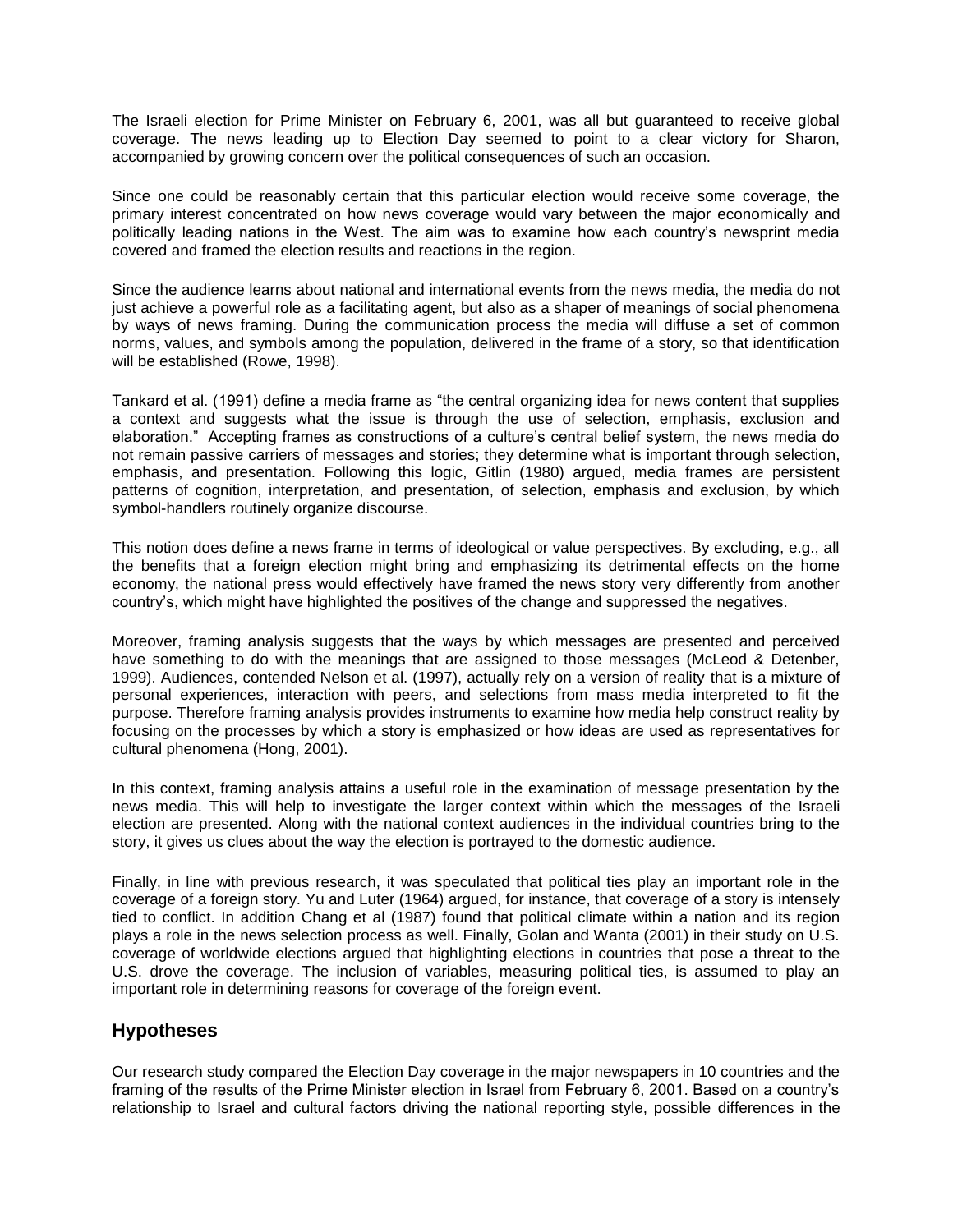The Israeli election for Prime Minister on February 6, 2001, was all but guaranteed to receive global coverage. The news leading up to Election Day seemed to point to a clear victory for Sharon, accompanied by growing concern over the political consequences of such an occasion.

Since one could be reasonably certain that this particular election would receive some coverage, the primary interest concentrated on how news coverage would vary between the major economically and politically leading nations in the West. The aim was to examine how each country's newsprint media covered and framed the election results and reactions in the region.

Since the audience learns about national and international events from the news media, the media do not just achieve a powerful role as a facilitating agent, but also as a shaper of meanings of social phenomena by ways of news framing. During the communication process the media will diffuse a set of common norms, values, and symbols among the population, delivered in the frame of a story, so that identification will be established (Rowe, 1998).

Tankard et al. (1991) define a media frame as "the central organizing idea for news content that supplies a context and suggests what the issue is through the use of selection, emphasis, exclusion and elaboration." Accepting frames as constructions of a culture's central belief system, the news media do not remain passive carriers of messages and stories; they determine what is important through selection, emphasis, and presentation. Following this logic, Gitlin (1980) argued, media frames are persistent patterns of cognition, interpretation, and presentation, of selection, emphasis and exclusion, by which symbol-handlers routinely organize discourse.

This notion does define a news frame in terms of ideological or value perspectives. By excluding, e.g., all the benefits that a foreign election might bring and emphasizing its detrimental effects on the home economy, the national press would effectively have framed the news story very differently from another country's, which might have highlighted the positives of the change and suppressed the negatives.

Moreover, framing analysis suggests that the ways by which messages are presented and perceived have something to do with the meanings that are assigned to those messages (McLeod & Detenber, 1999). Audiences, contended Nelson et al. (1997), actually rely on a version of reality that is a mixture of personal experiences, interaction with peers, and selections from mass media interpreted to fit the purpose. Therefore framing analysis provides instruments to examine how media help construct reality by focusing on the processes by which a story is emphasized or how ideas are used as representatives for cultural phenomena (Hong, 2001).

In this context, framing analysis attains a useful role in the examination of message presentation by the news media. This will help to investigate the larger context within which the messages of the Israeli election are presented. Along with the national context audiences in the individual countries bring to the story, it gives us clues about the way the election is portrayed to the domestic audience.

Finally, in line with previous research, it was speculated that political ties play an important role in the coverage of a foreign story. Yu and Luter (1964) argued, for instance, that coverage of a story is intensely tied to conflict. In addition Chang et al (1987) found that political climate within a nation and its region plays a role in the news selection process as well. Finally, Golan and Wanta (2001) in their study on U.S. coverage of worldwide elections argued that highlighting elections in countries that pose a threat to the U.S. drove the coverage. The inclusion of variables, measuring political ties, is assumed to play an important role in determining reasons for coverage of the foreign event.

## Hypotheses

Our research study compared the Election Day coverage in the major newspapers in 10 countries and the framing of the results of the Prime Minister election in Israel from February 6, 2001. Based on a country's relationship to Israel and cultural factors driving the national reporting style, possible differences in the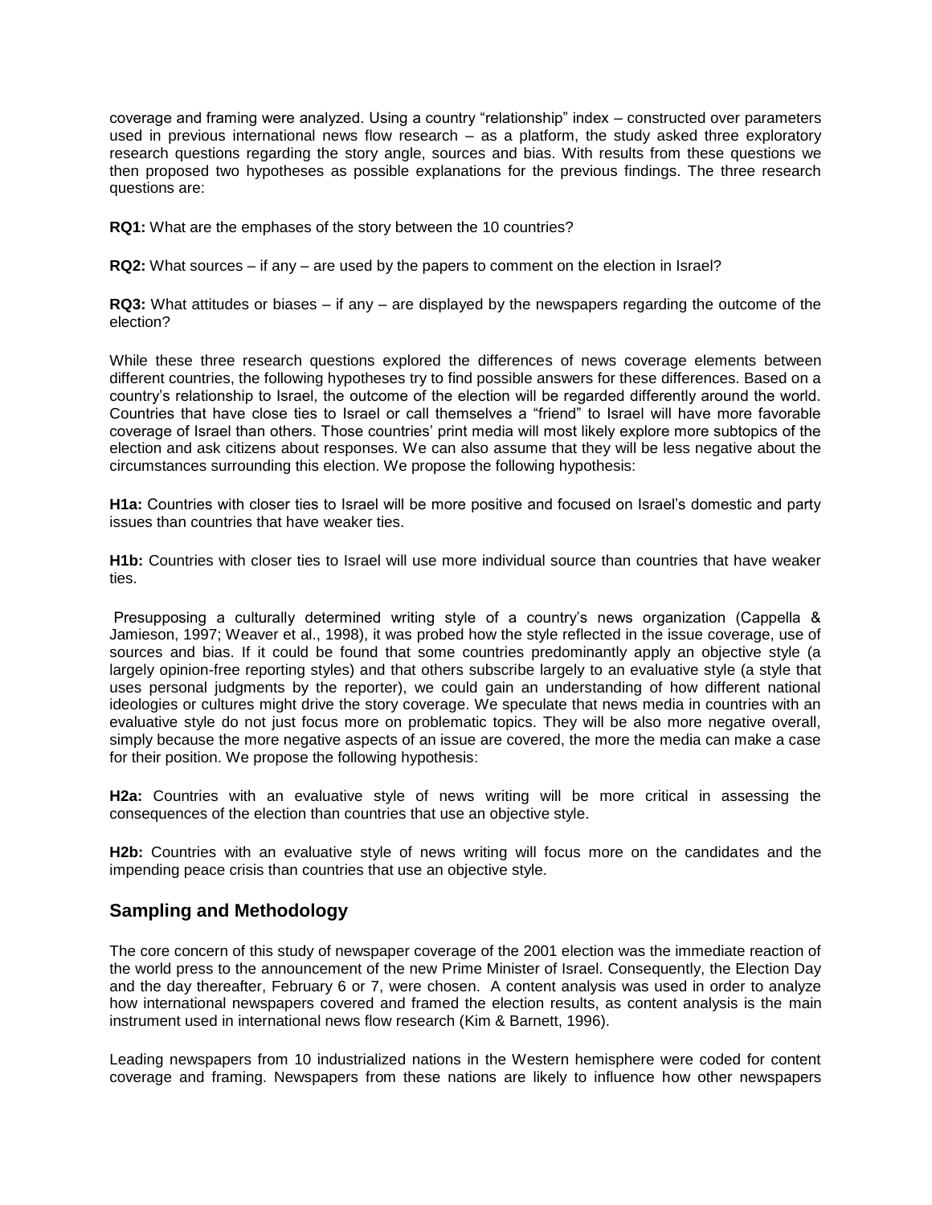coverage and framing were analyzed. Using a country "relationship" index – constructed over parameters used in previous international news flow research – as a platform, the study asked three exploratory research questions regarding the story angle, sources and bias. With results from these questions we then proposed two hypotheses as possible explanations for the previous findings. The three research questions are:

**RQ1:** What are the emphases of the story between the 10 countries?

**RQ2:** What sources – if any – are used by the papers to comment on the election in Israel?

**RQ3:** What attitudes or biases – if any – are displayed by the newspapers regarding the outcome of the election?

While these three research questions explored the differences of news coverage elements between different countries, the following hypotheses try to find possible answers for these differences. Based on a country's relationship to Israel, the outcome of the election will be regarded differently around the world. Countries that have close ties to Israel or call themselves a "friend" to Israel will have more favorable coverage of Israel than others. Those countries' print media will most likely explore more subtopics of the election and ask citizens about responses. We can also assume that they will be less negative about the circumstances surrounding this election. We propose the following hypothesis:

**H1a:** Countries with closer ties to Israel will be more positive and focused on Israel's domestic and party issues than countries that have weaker ties.

**H1b:** Countries with closer ties to Israel will use more individual source than countries that have weaker ties.

Presupposing a culturally determined writing style of a country's news organization (Cappella & Jamieson, 1997; Weaver et al., 1998), it was probed how the style reflected in the issue coverage, use of sources and bias. If it could be found that some countries predominantly apply an objective style (a largely opinion-free reporting styles) and that others subscribe largely to an evaluative style (a style that uses personal judgments by the reporter), we could gain an understanding of how different national ideologies or cultures might drive the story coverage. We speculate that news media in countries with an evaluative style do not just focus more on problematic topics. They will be also more negative overall, simply because the more negative aspects of an issue are covered, the more the media can make a case for their position. We propose the following hypothesis:

**H2a:** Countries with an evaluative style of news writing will be more critical in assessing the consequences of the election than countries that use an objective style.

**H2b:** Countries with an evaluative style of news writing will focus more on the candidates and the impending peace crisis than countries that use an objective style.

## Sampling and Methodology

The core concern of this study of newspaper coverage of the 2001 election was the immediate reaction of the world press to the announcement of the new Prime Minister of Israel. Consequently, the Election Day and the day thereafter, February 6 or 7, were chosen. A content analysis was used in order to analyze how international newspapers covered and framed the election results, as content analysis is the main instrument used in international news flow research (Kim & Barnett, 1996).

Leading newspapers from 10 industrialized nations in the Western hemisphere were coded for content coverage and framing. Newspapers from these nations are likely to influence how other newspapers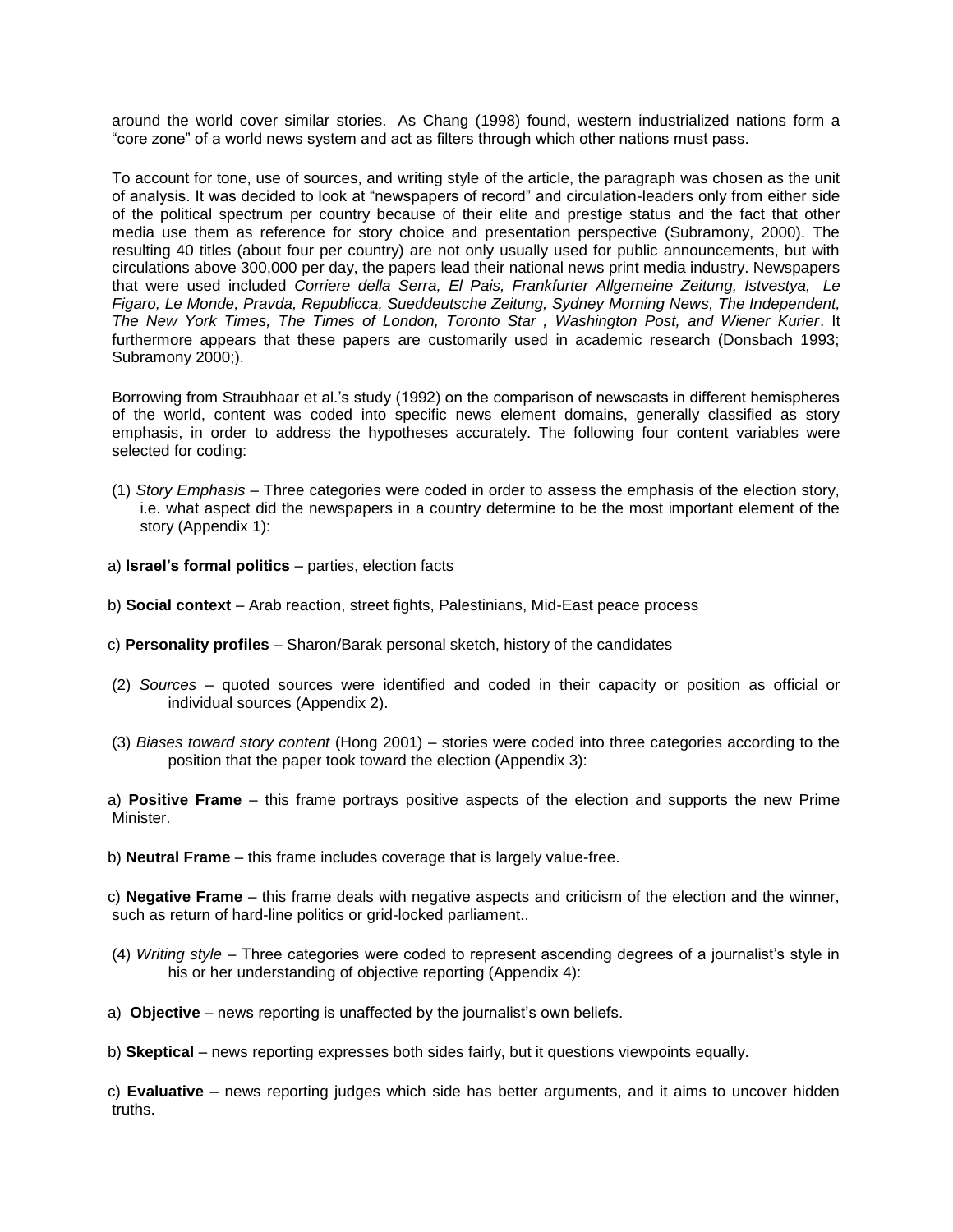around the world cover similar stories. As Chang (1998) found, western industrialized nations form a "core zone" of a world news system and act as filters through which other nations must pass.

To account for tone, use of sources, and writing style of the article, the paragraph was chosen as the unit of analysis. It was decided to look at "newspapers of record" and circulation-leaders only from either side of the political spectrum per country because of their elite and prestige status and the fact that other media use them as reference for story choice and presentation perspective (Subramony, 2000). The resulting 40 titles (about four per country) are not only usually used for public announcements, but with circulations above 300,000 per day, the papers lead their national news print media industry. Newspapers that were used included *Corriere della Serra, El Pais, Frankfurter Allgemeine Zeitung, Istvestya, Le Figaro, Le Monde, Pravda, Republicca, Sueddeutsche Zeitung, Sydney Morning News, The Independent, The New York Times, The Times of London, Toronto Star , Washington Post, and Wiener Kurier*. It furthermore appears that these papers are customarily used in academic research (Donsbach 1993; Subramony 2000;).

Borrowing from Straubhaar et al.'s study (1992) on the comparison of newscasts in different hemispheres of the world, content was coded into specific news element domains, generally classified as story emphasis, in order to address the hypotheses accurately. The following four content variables were selected for coding:

(1) *Story Emphasis* – Three categories were coded in order to assess the emphasis of the election story, i.e. what aspect did the newspapers in a country determine to be the most important element of the story (Appendix 1):

a) **Israel's formal politics** – parties, election facts

b) **Social context** – Arab reaction, street fights, Palestinians, Mid-East peace process

c) **Personality profiles** – Sharon/Barak personal sketch, history of the candidates

(2) *Sources* – quoted sources were identified and coded in their capacity or position as official or individual sources (Appendix 2).

(3) *Biases toward story content* (Hong 2001) – stories were coded into three categories according to the position that the paper took toward the election (Appendix 3):

a) **Positive Frame** – this frame portrays positive aspects of the election and supports the new Prime Minister.

b) **Neutral Frame** – this frame includes coverage that is largely value-free.

c) **Negative Frame** – this frame deals with negative aspects and criticism of the election and the winner, such as return of hard-line politics or grid-locked parliament..

(4) *Writing style* – Three categories were coded to represent ascending degrees of a journalist's style in his or her understanding of objective reporting (Appendix 4):

a) **Objective** – news reporting is unaffected by the journalist's own beliefs.

b) **Skeptical** – news reporting expresses both sides fairly, but it questions viewpoints equally.

c) **Evaluative** – news reporting judges which side has better arguments, and it aims to uncover hidden truths.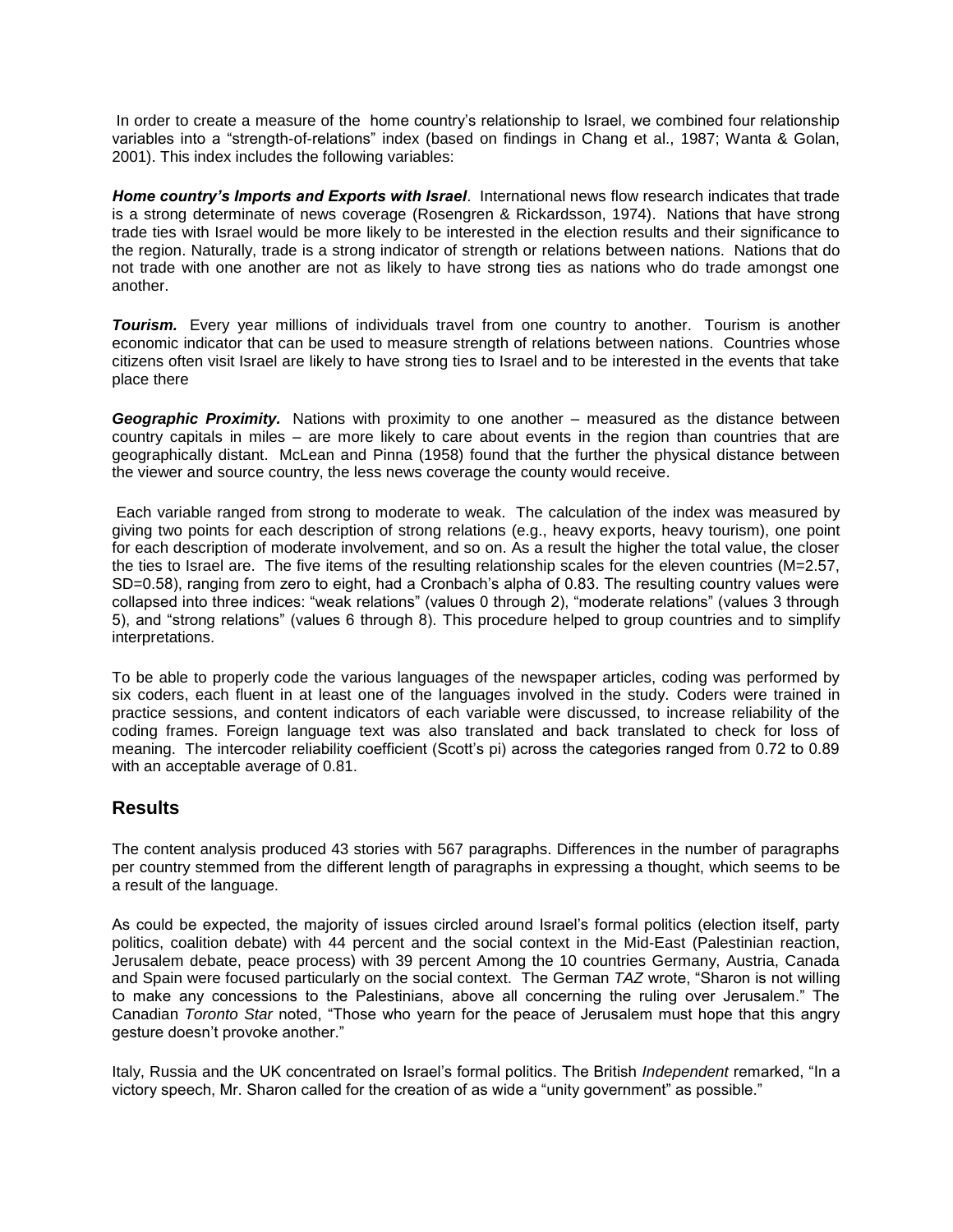In order to create a measure of the home country's relationship to Israel, we combined four relationship variables into a "strength-of-relations" index (based on findings in Chang et al., 1987; Wanta & Golan, 2001). This index includes the following variables:

***Home country's Imports and Exports with Israel***. International news flow research indicates that trade is a strong determinate of news coverage (Rosengren & Rickardsson, 1974). Nations that have strong trade ties with Israel would be more likely to be interested in the election results and their significance to the region. Naturally, trade is a strong indicator of strength or relations between nations. Nations that do not trade with one another are not as likely to have strong ties as nations who do trade amongst one another.

***Tourism.*** Every year millions of individuals travel from one country to another. Tourism is another economic indicator that can be used to measure strength of relations between nations. Countries whose citizens often visit Israel are likely to have strong ties to Israel and to be interested in the events that take place there

***Geographic Proximity.*** Nations with proximity to one another – measured as the distance between country capitals in miles – are more likely to care about events in the region than countries that are geographically distant. McLean and Pinna (1958) found that the further the physical distance between the viewer and source country, the less news coverage the county would receive.

Each variable ranged from strong to moderate to weak. The calculation of the index was measured by giving two points for each description of strong relations (e.g., heavy exports, heavy tourism), one point for each description of moderate involvement, and so on. As a result the higher the total value, the closer the ties to Israel are. The five items of the resulting relationship scales for the eleven countries (M=2.57, SD=0.58), ranging from zero to eight, had a Cronbach's alpha of 0.83. The resulting country values were collapsed into three indices: "weak relations" (values 0 through 2), "moderate relations" (values 3 through 5), and "strong relations" (values 6 through 8). This procedure helped to group countries and to simplify interpretations.

To be able to properly code the various languages of the newspaper articles, coding was performed by six coders, each fluent in at least one of the languages involved in the study. Coders were trained in practice sessions, and content indicators of each variable were discussed, to increase reliability of the coding frames. Foreign language text was also translated and back translated to check for loss of meaning. The intercoder reliability coefficient (Scott's pi) across the categories ranged from 0.72 to 0.89 with an acceptable average of 0.81.

## Results

The content analysis produced 43 stories with 567 paragraphs. Differences in the number of paragraphs per country stemmed from the different length of paragraphs in expressing a thought, which seems to be a result of the language.

As could be expected, the majority of issues circled around Israel's formal politics (election itself, party politics, coalition debate) with 44 percent and the social context in the Mid-East (Palestinian reaction, Jerusalem debate, peace process) with 39 percent Among the 10 countries Germany, Austria, Canada and Spain were focused particularly on the social context. The German *TAZ* wrote, "Sharon is not willing to make any concessions to the Palestinians, above all concerning the ruling over Jerusalem." The Canadian *Toronto Star* noted, "Those who yearn for the peace of Jerusalem must hope that this angry gesture doesn't provoke another."

Italy, Russia and the UK concentrated on Israel's formal politics. The British *Independent* remarked, "In a victory speech, Mr. Sharon called for the creation of as wide a "unity government" as possible."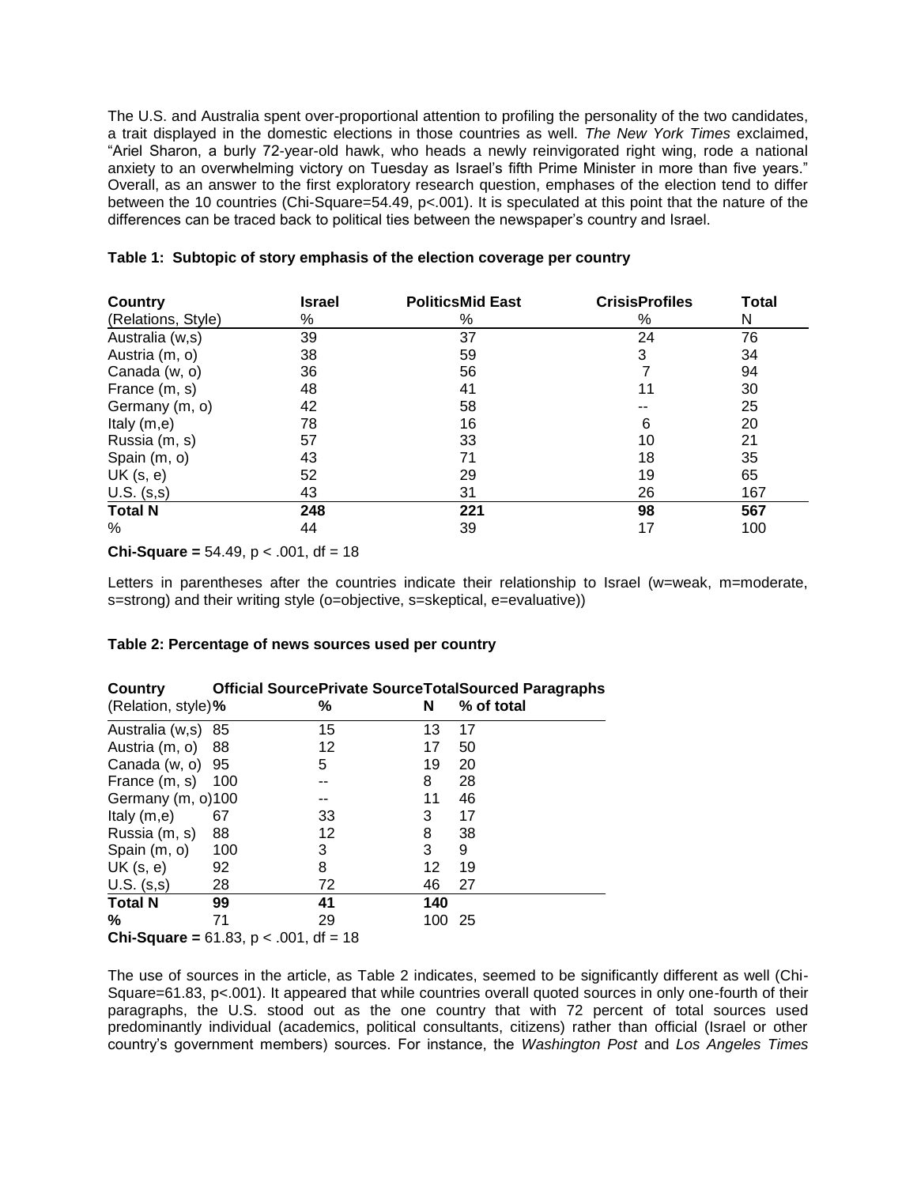The U.S. and Australia spent over-proportional attention to profiling the personality of the two candidates, a trait displayed in the domestic elections in those countries as well. *The New York Times* exclaimed, "Ariel Sharon, a burly 72-year-old hawk, who heads a newly reinvigorated right wing, rode a national anxiety to an overwhelming victory on Tuesday as Israel's fifth Prime Minister in more than five years." Overall, as an answer to the first exploratory research question, emphases of the election tend to differ between the 10 countries (Chi-Square=54.49, p<.001). It is speculated at this point that the nature of the differences can be traced back to political ties between the newspaper's country and Israel.

**Table 1: Subtopic of story emphasis of the election coverage per country**

| **Country** | **Israel** | **PoliticsMid East** | **CrisisProfiles** | **Total** |
|---|---|---|---|---|
| (Relations, Style) | % | % | % | N |
| Australia (w,s) | 39 | 37 | 24 | 76 |
| Austria (m, o) | 38 | 59 | 3 | 34 |
| Canada (w, o) | 36 | 56 | 7 | 94 |
| France (m, s) | 48 | 41 | 11 | 30 |
| Germany (m, o) | 42 | 58 | -- | 25 |
| Italy (m,e) | 78 | 16 | 6 | 20 |
| Russia (m, s) | 57 | 33 | 10 | 21 |
| Spain (m, o) | 43 | 71 | 18 | 35 |
| UK (s, e) | 52 | 29 | 19 | 65 |
| U.S. (s,s) | 43 | 31 | 26 | 167 |
| **Total N** | **248** | **221** | **98** | **567** |
| % | 44 | 39 | 17 | 100 |

**Chi-Square =** 54.49, p < .001, df = 18

Letters in parentheses after the countries indicate their relationship to Israel (w=weak, m=moderate, s=strong) and their writing style (o=objective, s=skeptical, e=evaluative))

**Table 2: Percentage of news sources used per country**

| **Country** | **Official Source** | **Private Source** | **Total** | **Sourced Paragraphs** |
|---|---|---|---|---|
| (Relation, style) | **%** | **%** | **N** | **% of total** |
| Australia (w,s) | 85 | 15 | 13 | 17 |
| Austria (m, o) | 88 | 12 | 17 | 50 |
| Canada (w, o) | 95 | 5 | 19 | 20 |
| France (m, s) | 100 | -- | 8 | 28 |
| Germany (m, o) | 100 | -- | 11 | 46 |
| Italy (m,e) | 67 | 33 | 3 | 17 |
| Russia (m, s) | 88 | 12 | 8 | 38 |
| Spain (m, o) | 100 | 3 | 3 | 9 |
| UK (s, e) | 92 | 8 | 12 | 19 |
| U.S. (s,s) | 28 | 72 | 46 | 27 |
| **Total N** | **99** | **41** | **140** | |
| **%** | 71 | 29 | 100 | 25 |

**Chi-Square =** 61.83, p < .001, df = 18

The use of sources in the article, as Table 2 indicates, seemed to be significantly different as well (Chi-Square=61.83, p<.001). It appeared that while countries overall quoted sources in only one-fourth of their paragraphs, the U.S. stood out as the one country that with 72 percent of total sources used predominantly individual (academics, political consultants, citizens) rather than official (Israel or other country's government members) sources. For instance, the *Washington Post* and *Los Angeles Times*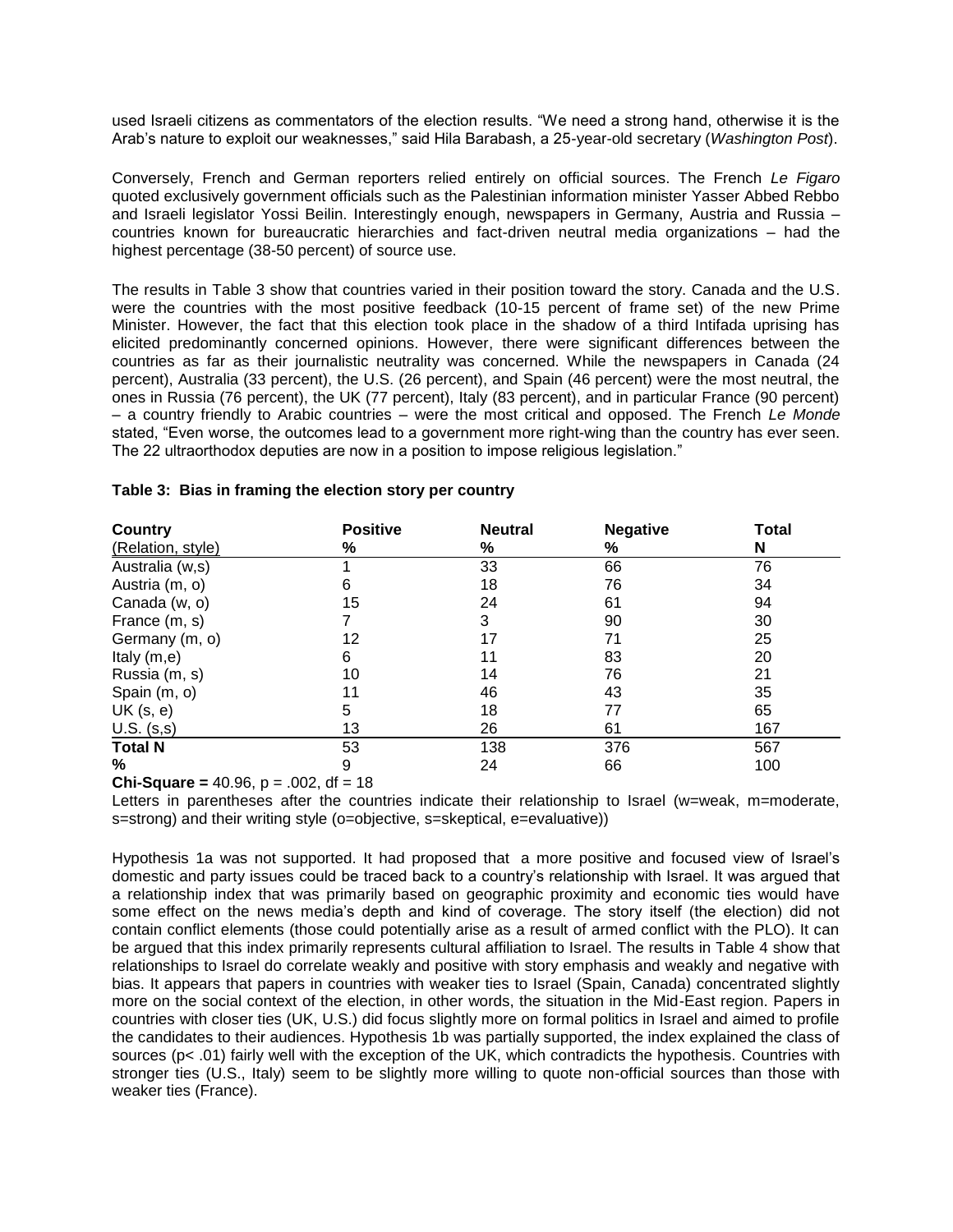used Israeli citizens as commentators of the election results. “We need a strong hand, otherwise it is the Arab’s nature to exploit our weaknesses,” said Hila Barabash, a 25-year-old secretary (*Washington Post*).

Conversely, French and German reporters relied entirely on official sources. The French *Le Figaro* quoted exclusively government officials such as the Palestinian information minister Yasser Abbed Rebbo and Israeli legislator Yossi Beilin. Interestingly enough, newspapers in Germany, Austria and Russia – countries known for bureaucratic hierarchies and fact-driven neutral media organizations – had the highest percentage (38-50 percent) of source use.

The results in Table 3 show that countries varied in their position toward the story. Canada and the U.S. were the countries with the most positive feedback (10-15 percent of frame set) of the new Prime Minister. However, the fact that this election took place in the shadow of a third Intifada uprising has elicited predominantly concerned opinions. However, there were significant differences between the countries as far as their journalistic neutrality was concerned. While the newspapers in Canada (24 percent), Australia (33 percent), the U.S. (26 percent), and Spain (46 percent) were the most neutral, the ones in Russia (76 percent), the UK (77 percent), Italy (83 percent), and in particular France (90 percent) – a country friendly to Arabic countries – were the most critical and opposed. The French *Le Monde* stated, “Even worse, the outcomes lead to a government more right-wing than the country has ever seen. The 22 ultraorthodox deputies are now in a position to impose religious legislation.”

**Table 3: Bias in framing the election story per country**

| Country (Relation, style) | Positive % | Neutral % | Negative % | Total N |
|---|---|---|---|---|
| Australia (w,s) | 1 | 33 | 66 | 76 |
| Austria (m, o) | 6 | 18 | 76 | 34 |
| Canada (w, o) | 15 | 24 | 61 | 94 |
| France (m, s) | 7 | 3 | 90 | 30 |
| Germany (m, o) | 12 | 17 | 71 | 25 |
| Italy (m,e) | 6 | 11 | 83 | 20 |
| Russia (m, s) | 10 | 14 | 76 | 21 |
| Spain (m, o) | 11 | 46 | 43 | 35 |
| UK (s, e) | 5 | 18 | 77 | 65 |
| U.S. (s,s) | 13 | 26 | 61 | 167 |
| **Total N** | 53 | 138 | 376 | 567 |
| **%** | 9 | 24 | 66 | 100 |

**Chi-Square =** 40.96, $p = .002$, df = 18

Letters in parentheses after the countries indicate their relationship to Israel (w=weak, m=moderate, s=strong) and their writing style (o=objective, s=skeptical, e=evaluative))

Hypothesis 1a was not supported. It had proposed that a more positive and focused view of Israel’s domestic and party issues could be traced back to a country’s relationship with Israel. It was argued that a relationship index that was primarily based on geographic proximity and economic ties would have some effect on the news media’s depth and kind of coverage. The story itself (the election) did not contain conflict elements (those could potentially arise as a result of armed conflict with the PLO). It can be argued that this index primarily represents cultural affiliation to Israel. The results in Table 4 show that relationships to Israel do correlate weakly and positive with story emphasis and weakly and negative with bias. It appears that papers in countries with weaker ties to Israel (Spain, Canada) concentrated slightly more on the social context of the election, in other words, the situation in the Mid-East region. Papers in countries with closer ties (UK, U.S.) did focus slightly more on formal politics in Israel and aimed to profile the candidates to their audiences. Hypothesis 1b was partially supported, the index explained the class of sources ($p < .01$) fairly well with the exception of the UK, which contradicts the hypothesis. Countries with stronger ties (U.S., Italy) seem to be slightly more willing to quote non-official sources than those with weaker ties (France).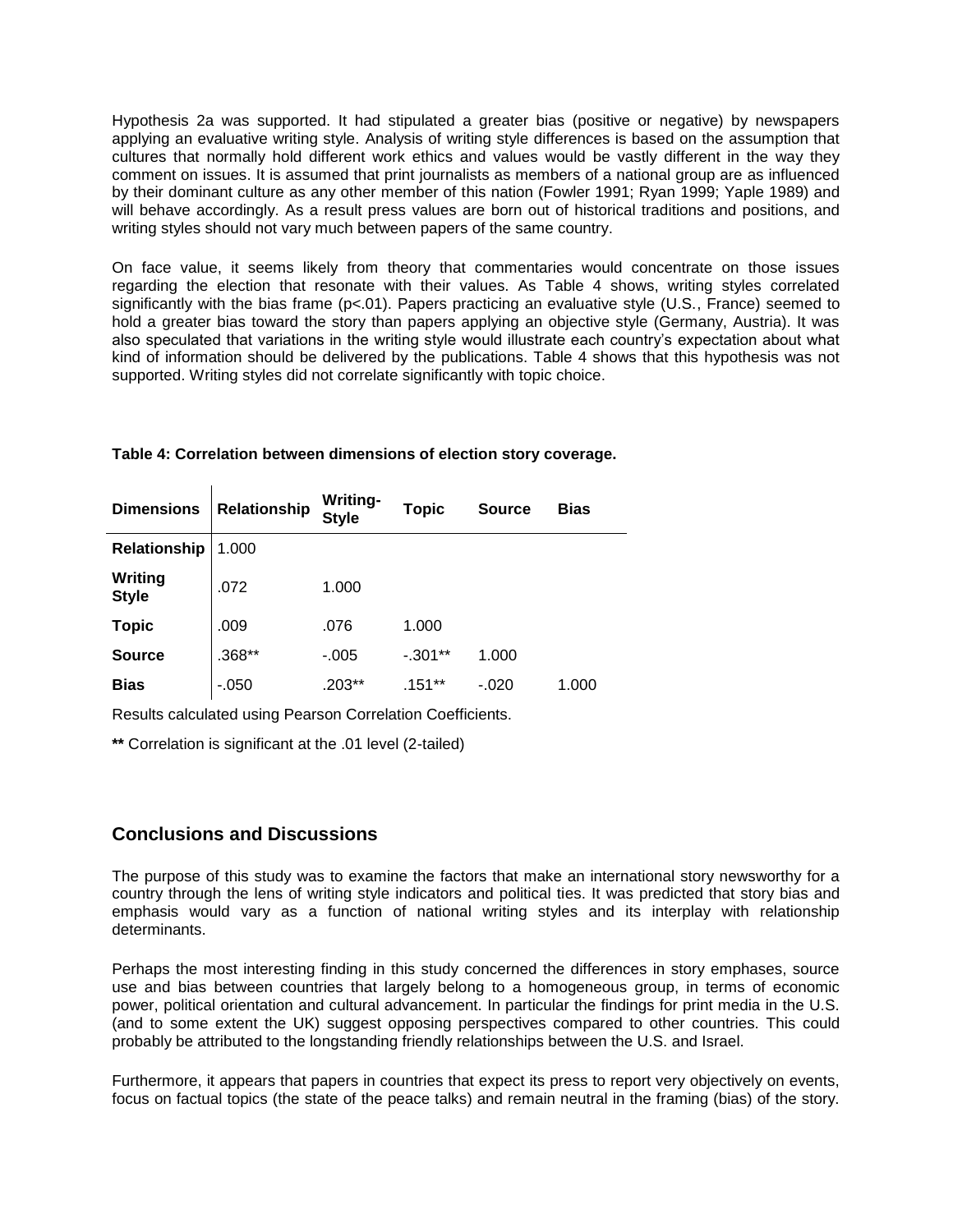Hypothesis 2a was supported. It had stipulated a greater bias (positive or negative) by newspapers applying an evaluative writing style. Analysis of writing style differences is based on the assumption that cultures that normally hold different work ethics and values would be vastly different in the way they comment on issues. It is assumed that print journalists as members of a national group are as influenced by their dominant culture as any other member of this nation (Fowler 1991; Ryan 1999; Yaple 1989) and will behave accordingly. As a result press values are born out of historical traditions and positions, and writing styles should not vary much between papers of the same country.

On face value, it seems likely from theory that commentaries would concentrate on those issues regarding the election that resonate with their values. As Table 4 shows, writing styles correlated significantly with the bias frame (p<.01). Papers practicing an evaluative style (U.S., France) seemed to hold a greater bias toward the story than papers applying an objective style (Germany, Austria). It was also speculated that variations in the writing style would illustrate each country's expectation about what kind of information should be delivered by the publications. Table 4 shows that this hypothesis was not supported. Writing styles did not correlate significantly with topic choice.

**Table 4: Correlation between dimensions of election story coverage.**

| Dimensions | Relationship | Writing-Style | Topic | Source | Bias |
|---|---|---|---|---|---|
| **Relationship** | 1.000 | | | | |
| **Writing Style** | .072 | 1.000 | | | |
| **Topic** | .009 | .076 | 1.000 | | |
| **Source** | .368** | -.005 | -.301** | 1.000 | |
| **Bias** | -.050 | .203** | .151** | -.020 | 1.000 |

Results calculated using Pearson Correlation Coefficients.

**\*\*** Correlation is significant at the .01 level (2-tailed)

## Conclusions and Discussions

The purpose of this study was to examine the factors that make an international story newsworthy for a country through the lens of writing style indicators and political ties. It was predicted that story bias and emphasis would vary as a function of national writing styles and its interplay with relationship determinants.

Perhaps the most interesting finding in this study concerned the differences in story emphases, source use and bias between countries that largely belong to a homogeneous group, in terms of economic power, political orientation and cultural advancement. In particular the findings for print media in the U.S. (and to some extent the UK) suggest opposing perspectives compared to other countries. This could probably be attributed to the longstanding friendly relationships between the U.S. and Israel.

Furthermore, it appears that papers in countries that expect its press to report very objectively on events, focus on factual topics (the state of the peace talks) and remain neutral in the framing (bias) of the story.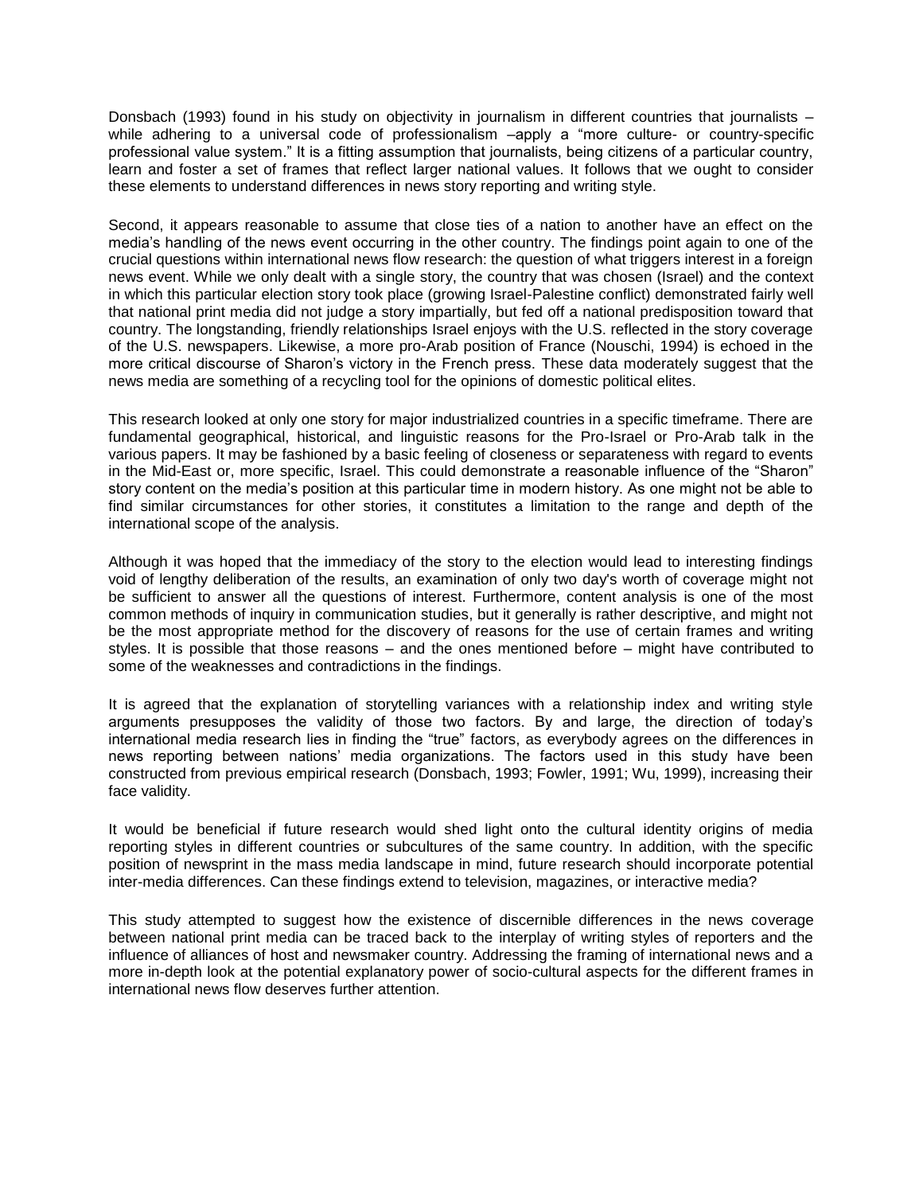Donsbach (1993) found in his study on objectivity in journalism in different countries that journalists – while adhering to a universal code of professionalism –apply a “more culture- or country-specific professional value system.” It is a fitting assumption that journalists, being citizens of a particular country, learn and foster a set of frames that reflect larger national values. It follows that we ought to consider these elements to understand differences in news story reporting and writing style.

Second, it appears reasonable to assume that close ties of a nation to another have an effect on the media’s handling of the news event occurring in the other country. The findings point again to one of the crucial questions within international news flow research: the question of what triggers interest in a foreign news event. While we only dealt with a single story, the country that was chosen (Israel) and the context in which this particular election story took place (growing Israel-Palestine conflict) demonstrated fairly well that national print media did not judge a story impartially, but fed off a national predisposition toward that country. The longstanding, friendly relationships Israel enjoys with the U.S. reflected in the story coverage of the U.S. newspapers. Likewise, a more pro-Arab position of France (Nouschi, 1994) is echoed in the more critical discourse of Sharon’s victory in the French press. These data moderately suggest that the news media are something of a recycling tool for the opinions of domestic political elites.

This research looked at only one story for major industrialized countries in a specific timeframe. There are fundamental geographical, historical, and linguistic reasons for the Pro-Israel or Pro-Arab talk in the various papers. It may be fashioned by a basic feeling of closeness or separateness with regard to events in the Mid-East or, more specific, Israel. This could demonstrate a reasonable influence of the “Sharon” story content on the media’s position at this particular time in modern history. As one might not be able to find similar circumstances for other stories, it constitutes a limitation to the range and depth of the international scope of the analysis.

Although it was hoped that the immediacy of the story to the election would lead to interesting findings void of lengthy deliberation of the results, an examination of only two day's worth of coverage might not be sufficient to answer all the questions of interest. Furthermore, content analysis is one of the most common methods of inquiry in communication studies, but it generally is rather descriptive, and might not be the most appropriate method for the discovery of reasons for the use of certain frames and writing styles. It is possible that those reasons – and the ones mentioned before – might have contributed to some of the weaknesses and contradictions in the findings.

It is agreed that the explanation of storytelling variances with a relationship index and writing style arguments presupposes the validity of those two factors. By and large, the direction of today’s international media research lies in finding the “true” factors, as everybody agrees on the differences in news reporting between nations’ media organizations. The factors used in this study have been constructed from previous empirical research (Donsbach, 1993; Fowler, 1991; Wu, 1999), increasing their face validity.

It would be beneficial if future research would shed light onto the cultural identity origins of media reporting styles in different countries or subcultures of the same country. In addition, with the specific position of newsprint in the mass media landscape in mind, future research should incorporate potential inter-media differences. Can these findings extend to television, magazines, or interactive media?

This study attempted to suggest how the existence of discernible differences in the news coverage between national print media can be traced back to the interplay of writing styles of reporters and the influence of alliances of host and newsmaker country. Addressing the framing of international news and a more in-depth look at the potential explanatory power of socio-cultural aspects for the different frames in international news flow deserves further attention.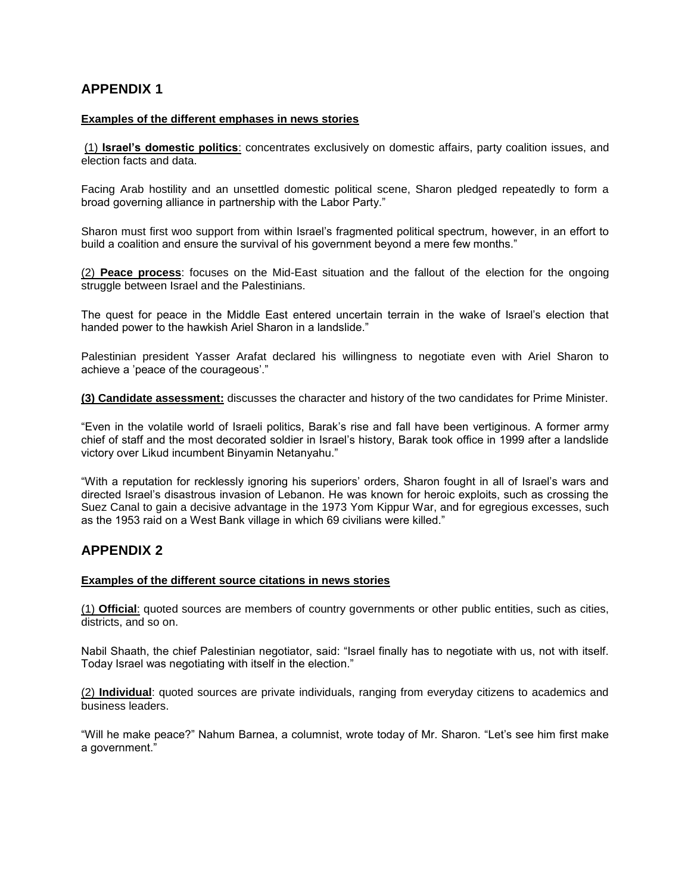## APPENDIX 1

**Examples of the different emphases in news stories**

(1) **Israel's domestic politics**: concentrates exclusively on domestic affairs, party coalition issues, and election facts and data.

Facing Arab hostility and an unsettled domestic political scene, Sharon pledged repeatedly to form a broad governing alliance in partnership with the Labor Party."

Sharon must first woo support from within Israel's fragmented political spectrum, however, in an effort to build a coalition and ensure the survival of his government beyond a mere few months."

(2) **Peace process**: focuses on the Mid-East situation and the fallout of the election for the ongoing struggle between Israel and the Palestinians.

The quest for peace in the Middle East entered uncertain terrain in the wake of Israel's election that handed power to the hawkish Ariel Sharon in a landslide."

Palestinian president Yasser Arafat declared his willingness to negotiate even with Ariel Sharon to achieve a 'peace of the courageous'."

**(3) Candidate assessment:** discusses the character and history of the two candidates for Prime Minister.

"Even in the volatile world of Israeli politics, Barak's rise and fall have been vertiginous. A former army chief of staff and the most decorated soldier in Israel's history, Barak took office in 1999 after a landslide victory over Likud incumbent Binyamin Netanyahu."

"With a reputation for recklessly ignoring his superiors' orders, Sharon fought in all of Israel's wars and directed Israel's disastrous invasion of Lebanon. He was known for heroic exploits, such as crossing the Suez Canal to gain a decisive advantage in the 1973 Yom Kippur War, and for egregious excesses, such as the 1953 raid on a West Bank village in which 69 civilians were killed."

## APPENDIX 2

**Examples of the different source citations in news stories**

(1) **Official**: quoted sources are members of country governments or other public entities, such as cities, districts, and so on.

Nabil Shaath, the chief Palestinian negotiator, said: "Israel finally has to negotiate with us, not with itself. Today Israel was negotiating with itself in the election."

(2) **Individual**: quoted sources are private individuals, ranging from everyday citizens to academics and business leaders.

"Will he make peace?" Nahum Barnea, a columnist, wrote today of Mr. Sharon. "Let's see him first make a government."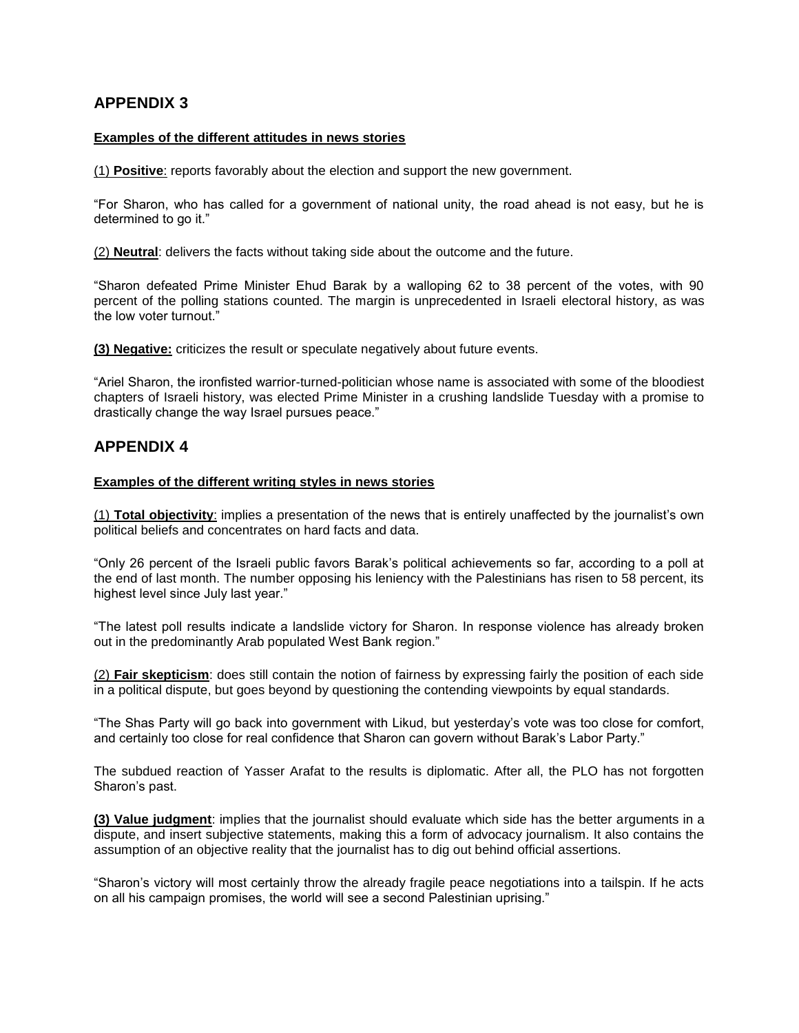## APPENDIX 3

**Examples of the different attitudes in news stories**

(1) **Positive**: reports favorably about the election and support the new government.

"For Sharon, who has called for a government of national unity, the road ahead is not easy, but he is determined to go it."

(2) **Neutral**: delivers the facts without taking side about the outcome and the future.

"Sharon defeated Prime Minister Ehud Barak by a walloping 62 to 38 percent of the votes, with 90 percent of the polling stations counted. The margin is unprecedented in Israeli electoral history, as was the low voter turnout."

**(3) Negative:** criticizes the result or speculate negatively about future events.

"Ariel Sharon, the ironfisted warrior-turned-politician whose name is associated with some of the bloodiest chapters of Israeli history, was elected Prime Minister in a crushing landslide Tuesday with a promise to drastically change the way Israel pursues peace."

## APPENDIX 4

**Examples of the different writing styles in news stories**

(1) **Total objectivity**: implies a presentation of the news that is entirely unaffected by the journalist's own political beliefs and concentrates on hard facts and data.

"Only 26 percent of the Israeli public favors Barak's political achievements so far, according to a poll at the end of last month. The number opposing his leniency with the Palestinians has risen to 58 percent, its highest level since July last year."

"The latest poll results indicate a landslide victory for Sharon. In response violence has already broken out in the predominantly Arab populated West Bank region."

(2) **Fair skepticism**: does still contain the notion of fairness by expressing fairly the position of each side in a political dispute, but goes beyond by questioning the contending viewpoints by equal standards.

"The Shas Party will go back into government with Likud, but yesterday's vote was too close for comfort, and certainly too close for real confidence that Sharon can govern without Barak's Labor Party."

The subdued reaction of Yasser Arafat to the results is diplomatic. After all, the PLO has not forgotten Sharon's past.

**(3) Value judgment**: implies that the journalist should evaluate which side has the better arguments in a dispute, and insert subjective statements, making this a form of advocacy journalism. It also contains the assumption of an objective reality that the journalist has to dig out behind official assertions.

"Sharon's victory will most certainly throw the already fragile peace negotiations into a tailspin. If he acts on all his campaign promises, the world will see a second Palestinian uprising."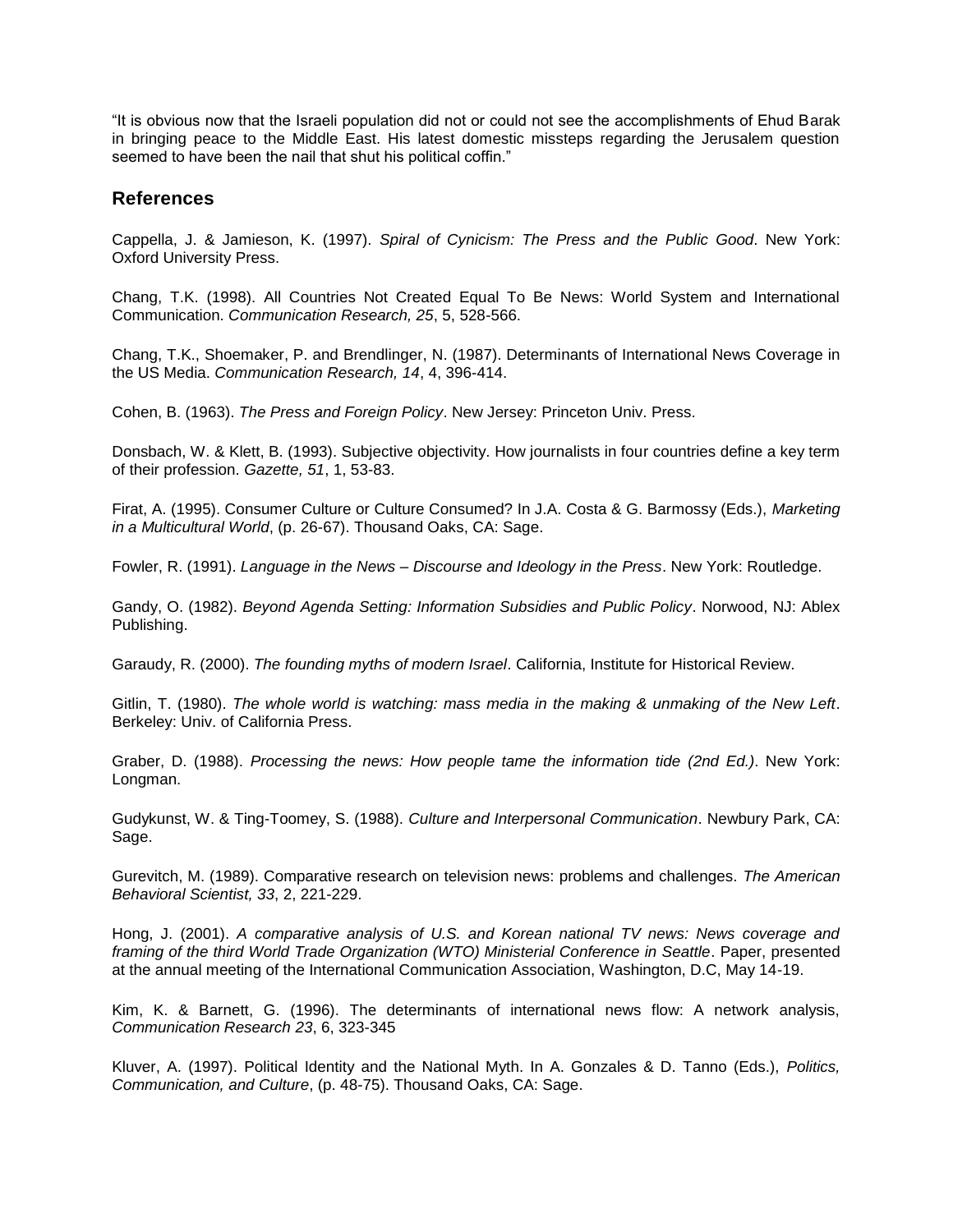"It is obvious now that the Israeli population did not or could not see the accomplishments of Ehud Barak in bringing peace to the Middle East. His latest domestic missteps regarding the Jerusalem question seemed to have been the nail that shut his political coffin."

## References

Cappella, J. & Jamieson, K. (1997). *Spiral of Cynicism: The Press and the Public Good*. New York: Oxford University Press.

Chang, T.K. (1998). All Countries Not Created Equal To Be News: World System and International Communication. *Communication Research, 25*, 5, 528-566.

Chang, T.K., Shoemaker, P. and Brendlinger, N. (1987). Determinants of International News Coverage in the US Media. *Communication Research, 14*, 4, 396-414.

Cohen, B. (1963). *The Press and Foreign Policy*. New Jersey: Princeton Univ. Press.

Donsbach, W. & Klett, B. (1993). Subjective objectivity. How journalists in four countries define a key term of their profession. *Gazette, 51*, 1, 53-83.

Firat, A. (1995). Consumer Culture or Culture Consumed? In J.A. Costa & G. Barmossy (Eds.), *Marketing in a Multicultural World*, (p. 26-67). Thousand Oaks, CA: Sage.

Fowler, R. (1991). *Language in the News – Discourse and Ideology in the Press*. New York: Routledge.

Gandy, O. (1982). *Beyond Agenda Setting: Information Subsidies and Public Policy*. Norwood, NJ: Ablex Publishing.

Garaudy, R. (2000). *The founding myths of modern Israel*. California, Institute for Historical Review.

Gitlin, T. (1980). *The whole world is watching: mass media in the making & unmaking of the New Left*. Berkeley: Univ. of California Press.

Graber, D. (1988). *Processing the news: How people tame the information tide (2nd Ed.)*. New York: Longman.

Gudykunst, W. & Ting-Toomey, S. (1988). *Culture and Interpersonal Communication*. Newbury Park, CA: Sage.

Gurevitch, M. (1989). Comparative research on television news: problems and challenges. *The American Behavioral Scientist, 33*, 2, 221-229.

Hong, J. (2001). *A comparative analysis of U.S. and Korean national TV news: News coverage and framing of the third World Trade Organization (WTO) Ministerial Conference in Seattle*. Paper, presented at the annual meeting of the International Communication Association, Washington, D.C, May 14-19.

Kim, K. & Barnett, G. (1996). The determinants of international news flow: A network analysis, *Communication Research 23*, 6, 323-345

Kluver, A. (1997). Political Identity and the National Myth. In A. Gonzales & D. Tanno (Eds.), *Politics, Communication, and Culture*, (p. 48-75). Thousand Oaks, CA: Sage.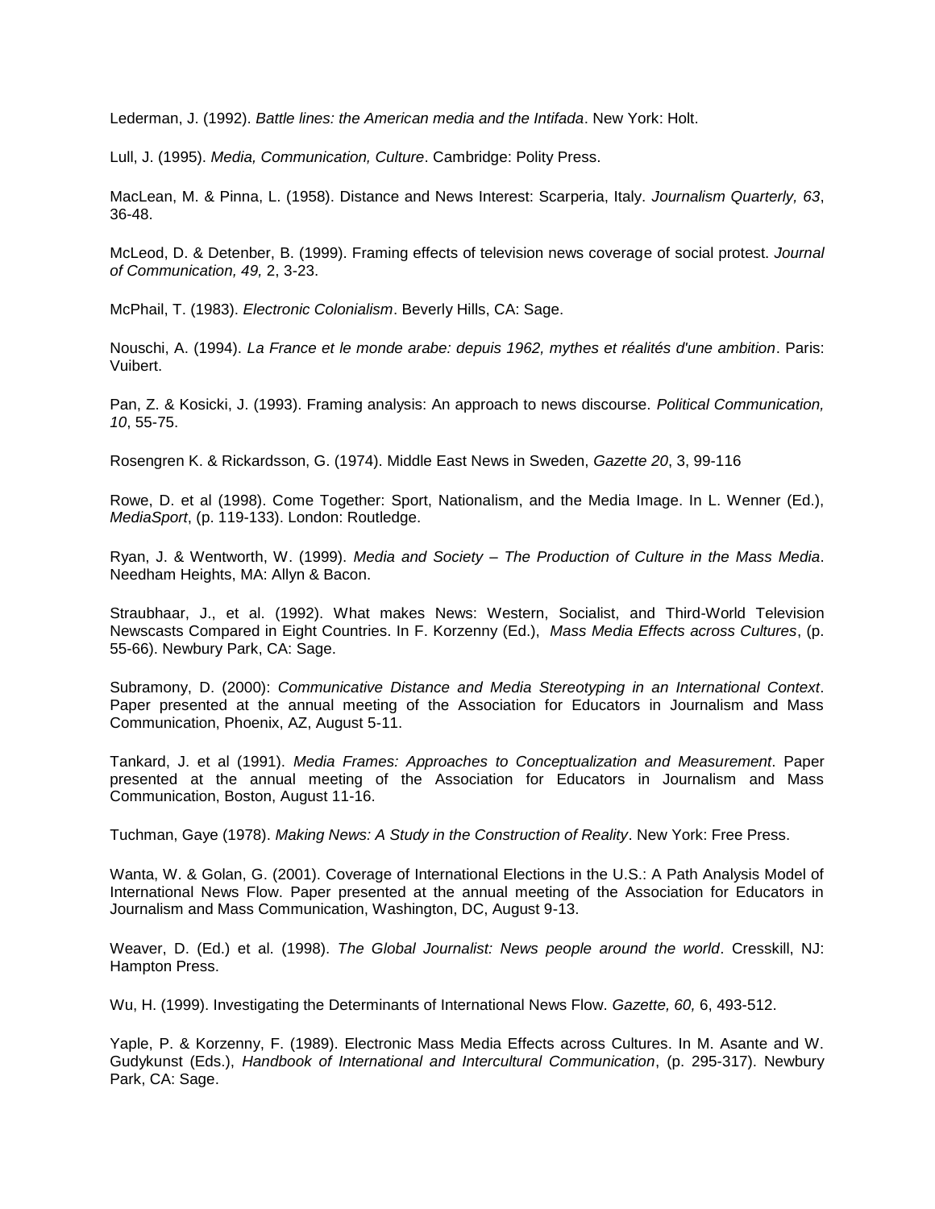Lederman, J. (1992). *Battle lines: the American media and the Intifada*. New York: Holt.

Lull, J. (1995). *Media, Communication, Culture*. Cambridge: Polity Press.

MacLean, M. & Pinna, L. (1958). Distance and News Interest: Scarperia, Italy. *Journalism Quarterly, 63*, 36-48.

McLeod, D. & Detenber, B. (1999). Framing effects of television news coverage of social protest. *Journal of Communication, 49,* 2, 3-23.

McPhail, T. (1983). *Electronic Colonialism*. Beverly Hills, CA: Sage.

Nouschi, A. (1994). *La France et le monde arabe: depuis 1962, mythes et réalités d'une ambition*. Paris: Vuibert.

Pan, Z. & Kosicki, J. (1993). Framing analysis: An approach to news discourse. *Political Communication, 10*, 55-75.

Rosengren K. & Rickardsson, G. (1974). Middle East News in Sweden, *Gazette 20*, 3, 99-116

Rowe, D. et al (1998). Come Together: Sport, Nationalism, and the Media Image. In L. Wenner (Ed.), *MediaSport*, (p. 119-133). London: Routledge.

Ryan, J. & Wentworth, W. (1999). *Media and Society – The Production of Culture in the Mass Media*. Needham Heights, MA: Allyn & Bacon.

Straubhaar, J., et al. (1992). What makes News: Western, Socialist, and Third-World Television Newscasts Compared in Eight Countries. In F. Korzenny (Ed.), *Mass Media Effects across Cultures*, (p. 55-66). Newbury Park, CA: Sage.

Subramony, D. (2000): *Communicative Distance and Media Stereotyping in an International Context*. Paper presented at the annual meeting of the Association for Educators in Journalism and Mass Communication, Phoenix, AZ, August 5-11.

Tankard, J. et al (1991). *Media Frames: Approaches to Conceptualization and Measurement*. Paper presented at the annual meeting of the Association for Educators in Journalism and Mass Communication, Boston, August 11-16.

Tuchman, Gaye (1978). *Making News: A Study in the Construction of Reality*. New York: Free Press.

Wanta, W. & Golan, G. (2001). Coverage of International Elections in the U.S.: A Path Analysis Model of International News Flow. Paper presented at the annual meeting of the Association for Educators in Journalism and Mass Communication, Washington, DC, August 9-13.

Weaver, D. (Ed.) et al. (1998). *The Global Journalist: News people around the world*. Cresskill, NJ: Hampton Press.

Wu, H. (1999). Investigating the Determinants of International News Flow. *Gazette, 60,* 6, 493-512.

Yaple, P. & Korzenny, F. (1989). Electronic Mass Media Effects across Cultures. In M. Asante and W. Gudykunst (Eds.), *Handbook of International and Intercultural Communication*, (p. 295-317). Newbury Park, CA: Sage.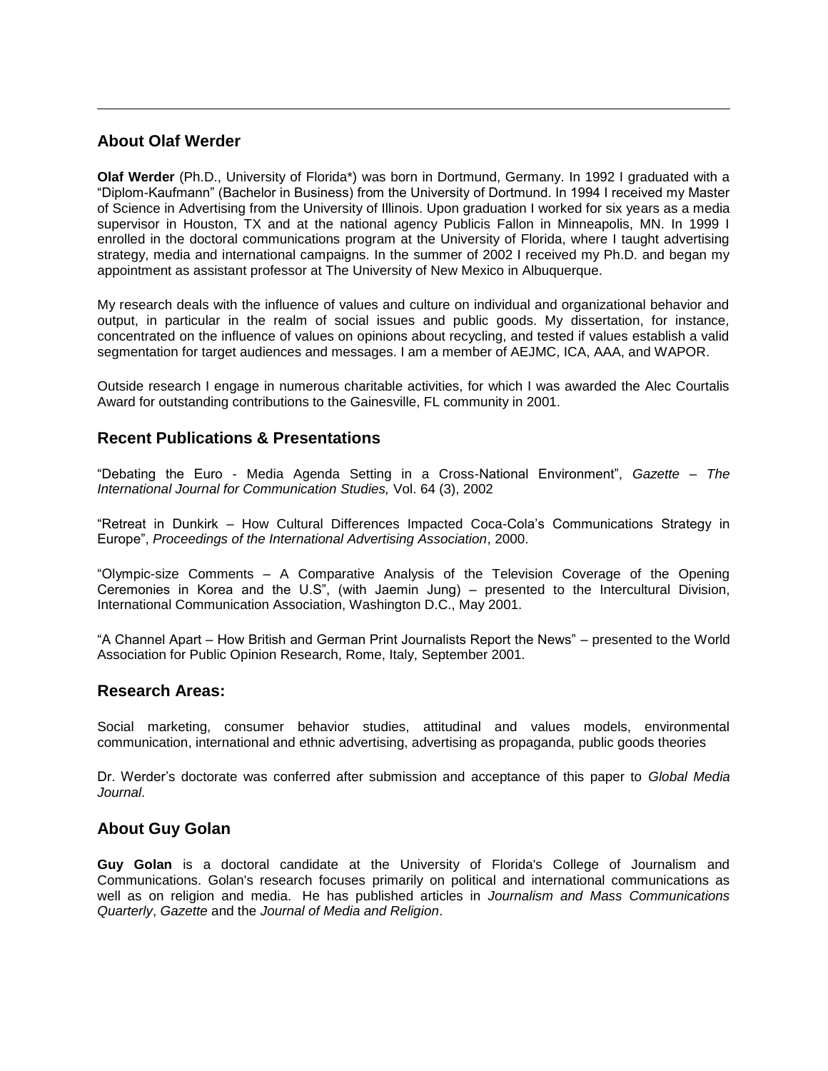## About Olaf Werder

**Olaf Werder** (Ph.D., University of Florida*) was born in Dortmund, Germany. In 1992 I graduated with a "Diplom-Kaufmann" (Bachelor in Business) from the University of Dortmund. In 1994 I received my Master of Science in Advertising from the University of Illinois. Upon graduation I worked for six years as a media supervisor in Houston, TX and at the national agency Publicis Fallon in Minneapolis, MN. In 1999 I enrolled in the doctoral communications program at the University of Florida, where I taught advertising strategy, media and international campaigns. In the summer of 2002 I received my Ph.D. and began my appointment as assistant professor at The University of New Mexico in Albuquerque.

My research deals with the influence of values and culture on individual and organizational behavior and output, in particular in the realm of social issues and public goods. My dissertation, for instance, concentrated on the influence of values on opinions about recycling, and tested if values establish a valid segmentation for target audiences and messages. I am a member of AEJMC, ICA, AAA, and WAPOR.

Outside research I engage in numerous charitable activities, for which I was awarded the Alec Courtalis Award for outstanding contributions to the Gainesville, FL community in 2001.

## Recent Publications & Presentations

"Debating the Euro - Media Agenda Setting in a Cross-National Environment", *Gazette – The International Journal for Communication Studies,* Vol. 64 (3), 2002

"Retreat in Dunkirk – How Cultural Differences Impacted Coca-Cola's Communications Strategy in Europe", *Proceedings of the International Advertising Association*, 2000.

"Olympic-size Comments – A Comparative Analysis of the Television Coverage of the Opening Ceremonies in Korea and the U.S", (with Jaemin Jung) – presented to the Intercultural Division, International Communication Association, Washington D.C., May 2001.

"A Channel Apart – How British and German Print Journalists Report the News" – presented to the World Association for Public Opinion Research, Rome, Italy, September 2001.

## Research Areas:

Social marketing, consumer behavior studies, attitudinal and values models, environmental communication, international and ethnic advertising, advertising as propaganda, public goods theories

Dr. Werder's doctorate was conferred after submission and acceptance of this paper to *Global Media Journal*.

## About Guy Golan

**Guy Golan** is a doctoral candidate at the University of Florida's College of Journalism and Communications. Golan's research focuses primarily on political and international communications as well as on religion and media. He has published articles in *Journalism and Mass Communications Quarterly*, *Gazette* and the *Journal of Media and Religion*.